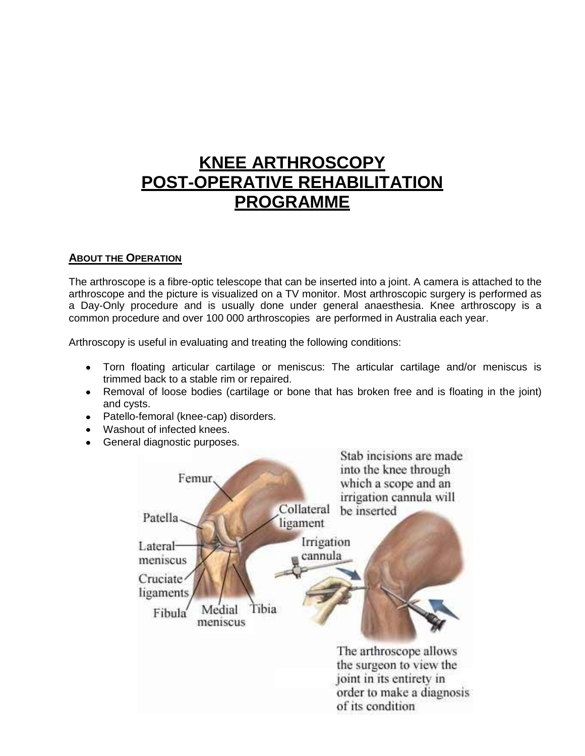# KNEE ARTHROSCOPY POST-OPERATIVE REHABILITATION PROGRAMME

## ABOUT THE OPERATION

The arthroscope is a fibre-optic telescope that can be inserted into a joint. A camera is attached to the arthroscope and the picture is visualized on a TV monitor. Most arthroscopic surgery is performed as a Day-Only procedure and is usually done under general anaesthesia. Knee arthroscopy is a common procedure and over 100 000 arthroscopies are performed in Australia each year.

Arthroscopy is useful in evaluating and treating the following conditions:

- Torn floating articular cartilage or meniscus: The articular cartilage and/or meniscus is trimmed back to a stable rim or repaired.
- Removal of loose bodies (cartilage or bone that has broken free and is floating in the joint) and cysts.
- Patello-femoral (knee-cap) disorders.
- Washout of infected knees.
- General diagnostic purposes.

Femur, Patella, Collateral ligament, Lateral meniscus, Cruciate ligaments, Fibula, Medial meniscus, Tibia

Stab incisions are made into the knee through which a scope and an irrigation cannula will be inserted

Irrigation cannula

The arthroscope allows the surgeon to view the joint in its entirety in order to make a diagnosis of its condition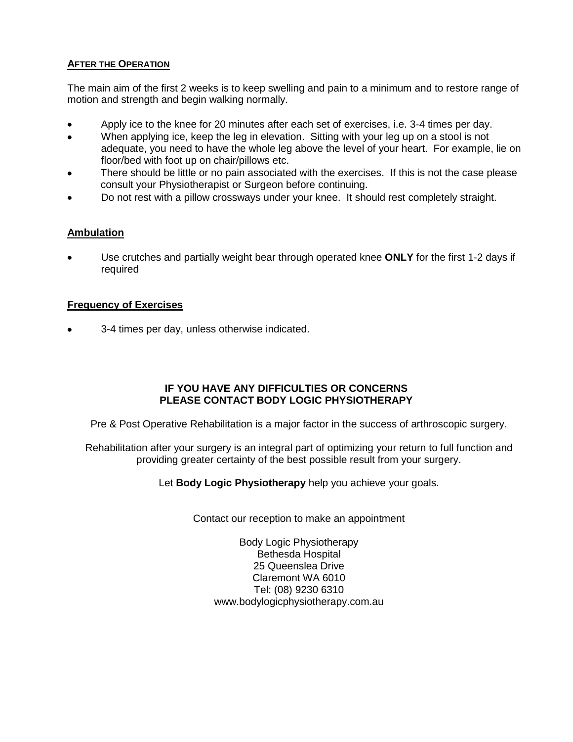## AFTER THE OPERATION

The main aim of the first 2 weeks is to keep swelling and pain to a minimum and to restore range of motion and strength and begin walking normally.

- Apply ice to the knee for 20 minutes after each set of exercises, i.e. 3-4 times per day.
- When applying ice, keep the leg in elevation. Sitting with your leg up on a stool is not adequate, you need to have the whole leg above the level of your heart. For example, lie on floor/bed with foot up on chair/pillows etc.
- There should be little or no pain associated with the exercises. If this is not the case please consult your Physiotherapist or Surgeon before continuing.
- Do not rest with a pillow crossways under your knee. It should rest completely straight.

## Ambulation

- Use crutches and partially weight bear through operated knee **ONLY** for the first 1-2 days if required

## Frequency of Exercises

- 3-4 times per day, unless otherwise indicated.

**IF YOU HAVE ANY DIFFICULTIES OR CONCERNS**
**PLEASE CONTACT BODY LOGIC PHYSIOTHERAPY**

Pre & Post Operative Rehabilitation is a major factor in the success of arthroscopic surgery.

Rehabilitation after your surgery is an integral part of optimizing your return to full function and providing greater certainty of the best possible result from your surgery.

Let **Body Logic Physiotherapy** help you achieve your goals.

Contact our reception to make an appointment

Body Logic Physiotherapy
Bethesda Hospital
25 Queenslea Drive
Claremont WA 6010
Tel: (08) 9230 6310
www.bodylogicphysiotherapy.com.au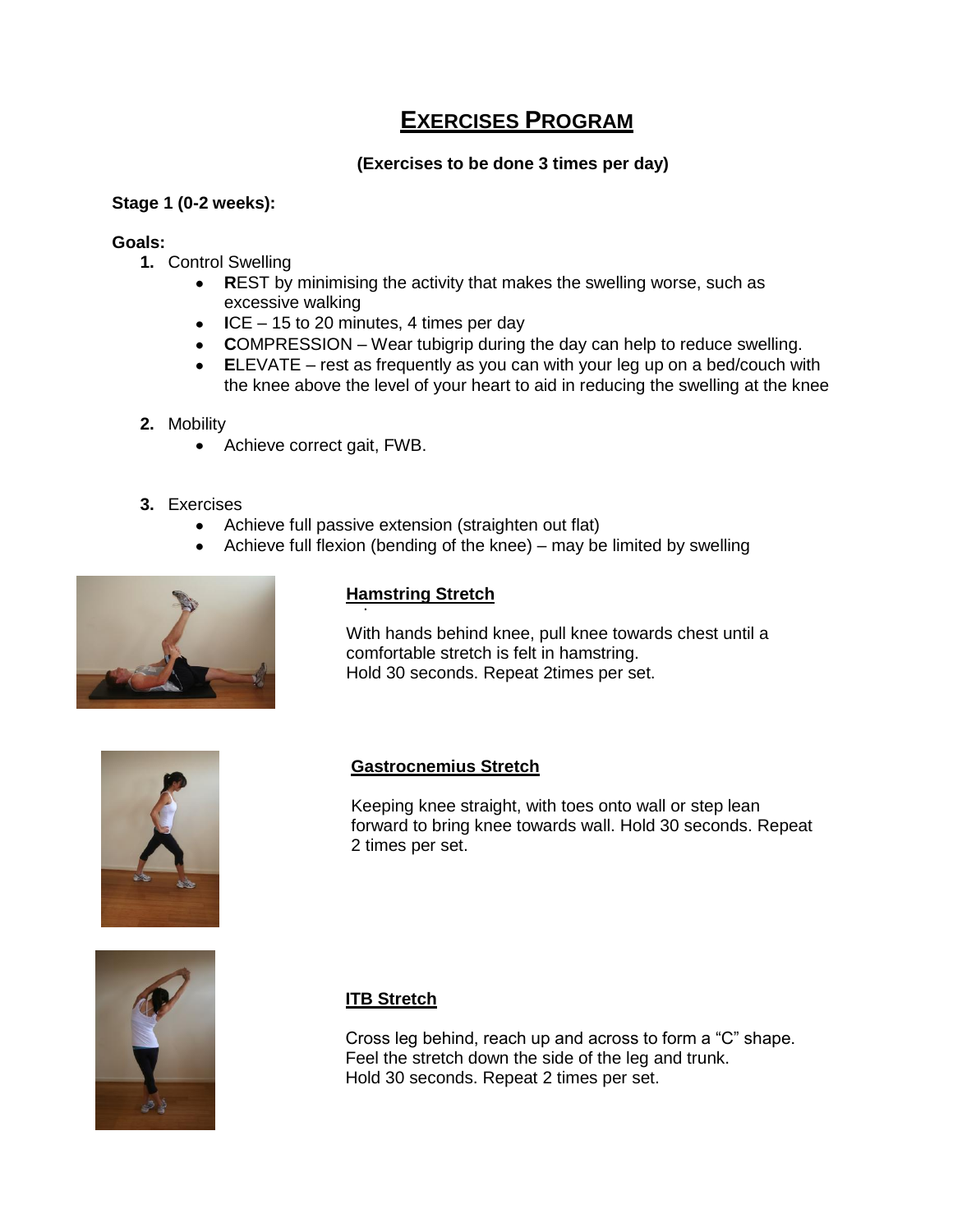# EXERCISES PROGRAM

**(Exercises to be done 3 times per day)**

**Stage 1 (0-2 weeks):**

**Goals:**

1. Control Swelling
   - **R**EST by minimising the activity that makes the swelling worse, such as excessive walking
   - **I**CE – 15 to 20 minutes, 4 times per day
   - **C**OMPRESSION – Wear tubigrip during the day can help to reduce swelling.
   - **E**LEVATE – rest as frequently as you can with your leg up on a bed/couch with the knee above the level of your heart to aid in reducing the swelling at the knee

2. Mobility
   - Achieve correct gait, FWB.

3. Exercises
   - Achieve full passive extension (straighten out flat)
   - Achieve full flexion (bending of the knee) – may be limited by swelling

### Hamstring Stretch

With hands behind knee, pull knee towards chest until a comfortable stretch is felt in hamstring.
Hold 30 seconds. Repeat 2times per set.

### Gastrocnemius Stretch

Keeping knee straight, with toes onto wall or step lean forward to bring knee towards wall. Hold 30 seconds. Repeat 2 times per set.

### ITB Stretch

Cross leg behind, reach up and across to form a "C" shape.
Feel the stretch down the side of the leg and trunk.
Hold 30 seconds. Repeat 2 times per set.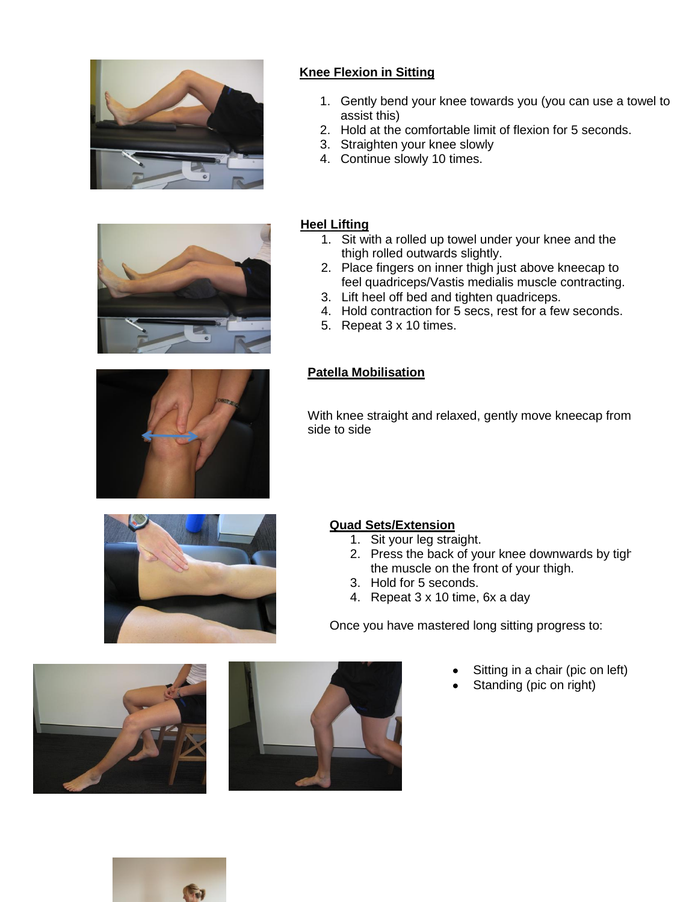**Knee Flexion in Sitting**

1. Gently bend your knee towards you (you can use a towel to assist this)
2. Hold at the comfortable limit of flexion for 5 seconds.
3. Straighten your knee slowly
4. Continue slowly 10 times.

**Heel Lifting**

1. Sit with a rolled up towel under your knee and the thigh rolled outwards slightly.
2. Place fingers on inner thigh just above kneecap to feel quadriceps/Vastis medialis muscle contracting.
3. Lift heel off bed and tighten quadriceps.
4. Hold contraction for 5 secs, rest for a few seconds.
5. Repeat 3 x 10 times.

**Patella Mobilisation**

With knee straight and relaxed, gently move kneecap from side to side

**Quad Sets/Extension**

1. Sit your leg straight.
2. Press the back of your knee downwards by tigh the muscle on the front of your thigh.
3. Hold for 5 seconds.
4. Repeat 3 x 10 time, 6x a day

Once you have mastered long sitting progress to:

- Sitting in a chair (pic on left)
- Standing (pic on right)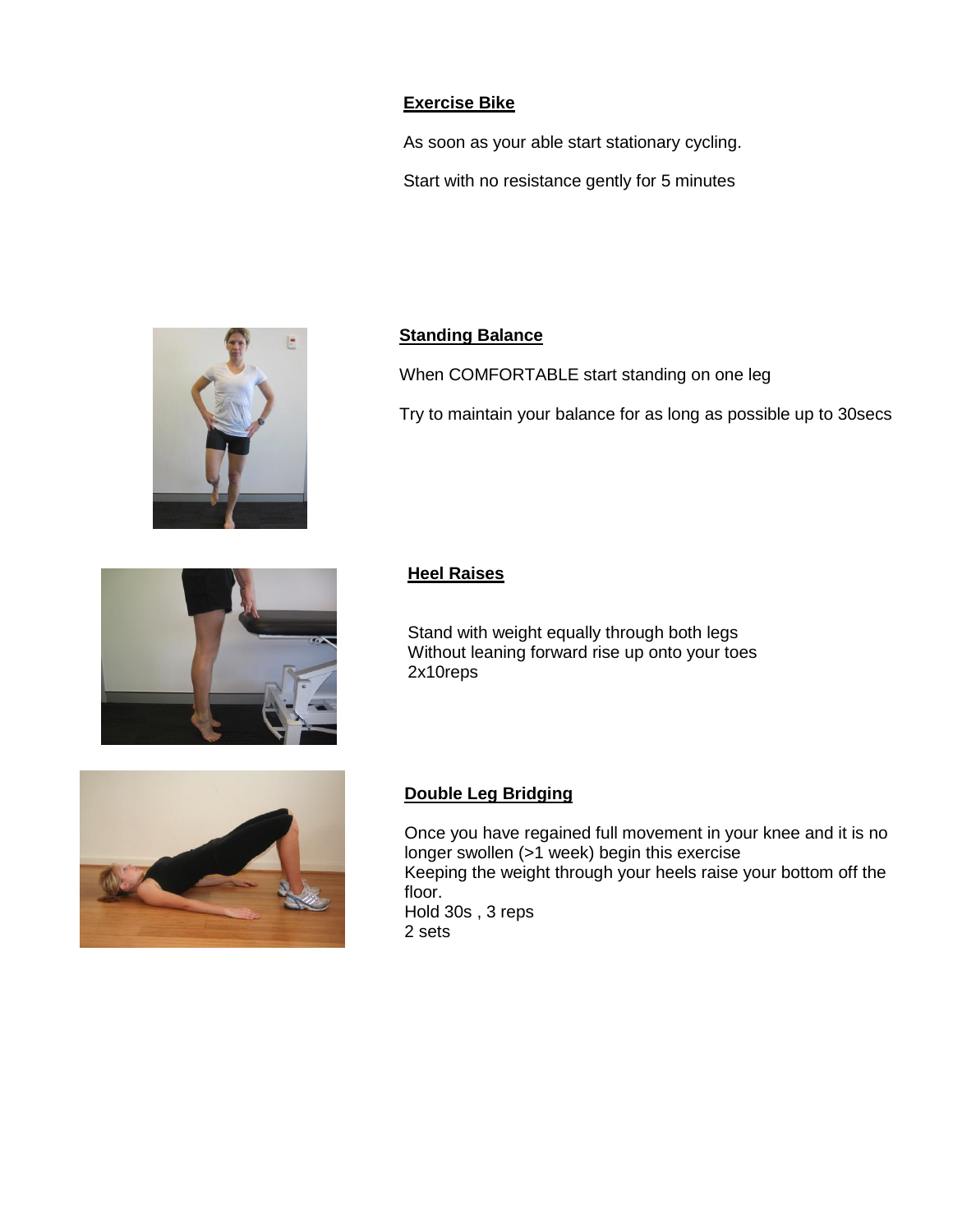**Exercise Bike**

As soon as your able start stationary cycling.

Start with no resistance gently for 5 minutes

**Standing Balance**

When COMFORTABLE start standing on one leg

Try to maintain your balance for as long as possible up to 30secs

**Heel Raises**

Stand with weight equally through both legs
Without leaning forward rise up onto your toes
2x10reps

**Double Leg Bridging**

Once you have regained full movement in your knee and it is no longer swollen (>1 week) begin this exercise
Keeping the weight through your heels raise your bottom off the floor.
Hold 30s , 3 reps
2 sets